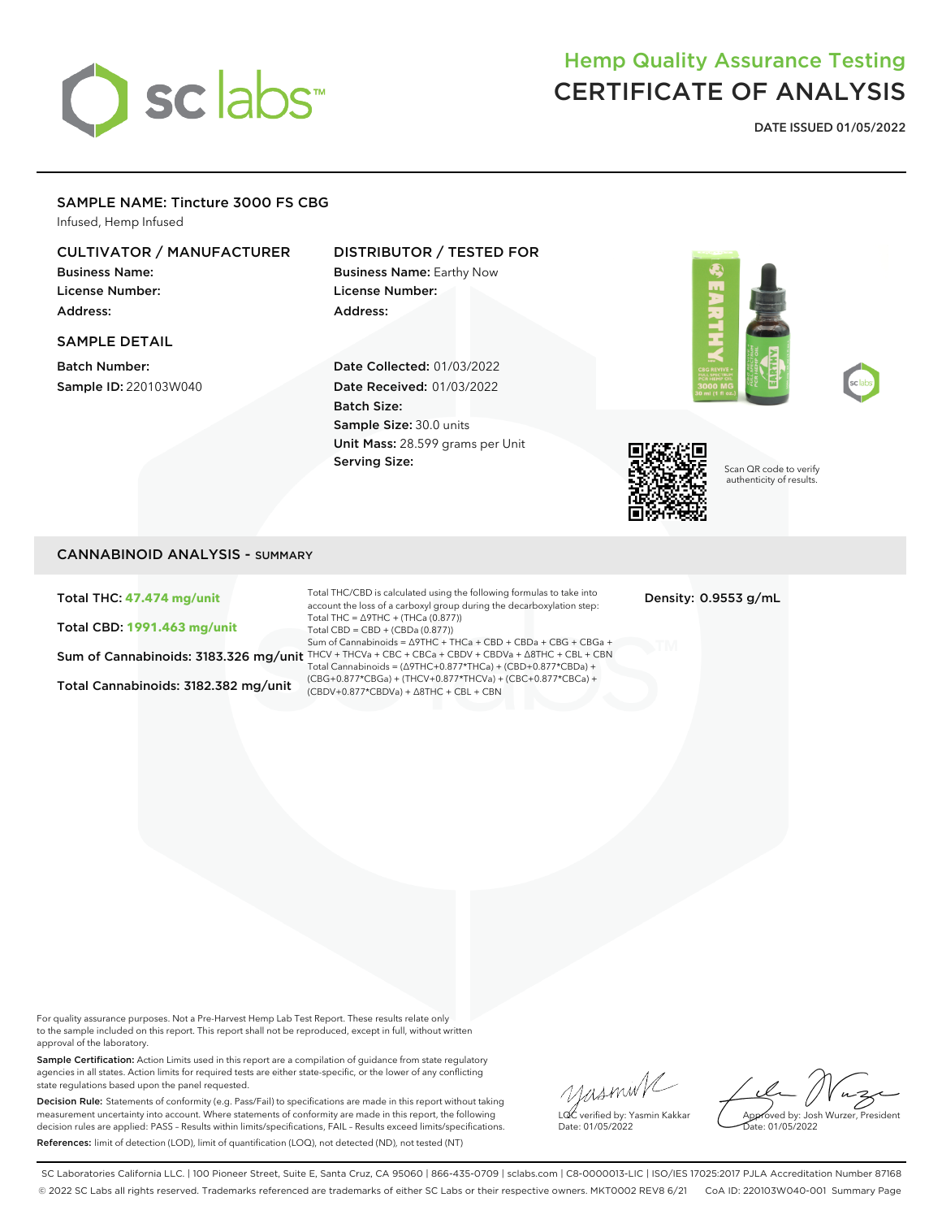sc labs

# Hemp Quality Assurance Testing
# CERTIFICATE OF ANALYSIS

**DATE ISSUED 01/05/2022**

## SAMPLE NAME: Tincture 3000 FS CBG

Infused, Hemp Infused

### CULTIVATOR / MANUFACTURER

**Business Name:**
**License Number:**
**Address:**

### SAMPLE DETAIL

**Batch Number:**
**Sample ID:** 220103W040

### DISTRIBUTOR / TESTED FOR

**Business Name:** Earthy Now
**License Number:**
**Address:**

**Date Collected:** 01/03/2022
**Date Received:** 01/03/2022
**Batch Size:**
**Sample Size:** 30.0 units
**Unit Mass:** 28.599 grams per Unit
**Serving Size:**

Scan QR code to verify authenticity of results.

## CANNABINOID ANALYSIS - SUMMARY

**Total THC: 47.474 mg/unit**

**Total CBD: 1991.463 mg/unit**

**Sum of Cannabinoids: 3183.326 mg/unit**

**Total Cannabinoids: 3182.382 mg/unit**

Total THC/CBD is calculated using the following formulas to take into account the loss of a carboxyl group during the decarboxylation step:
Total THC = Δ9THC + (THCa (0.877))
Total CBD = CBD + (CBDa (0.877))
Sum of Cannabinoids = Δ9THC + THCa + CBD + CBDa + CBG + CBGa + THCV + THCVa + CBC + CBCa + CBDV + CBDVa + Δ8THC + CBL + CBN
Total Cannabinoids = (Δ9THC+0.877*THCa) + (CBD+0.877*CBDa) + (CBG+0.877*CBGa) + (THCV+0.877*THCVa) + (CBC+0.877*CBCa) + (CBDV+0.877*CBDVa) + Δ8THC + CBL + CBN

**Density: 0.9553 g/mL**

For quality assurance purposes. Not a Pre-Harvest Hemp Lab Test Report. These results relate only to the sample included on this report. This report shall not be reproduced, except in full, without written approval of the laboratory.

**Sample Certification:** Action Limits used in this report are a compilation of guidance from state regulatory agencies in all states. Action limits for required tests are either state-specific, or the lower of any conflicting state regulations based upon the panel requested.

**Decision Rule:** Statements of conformity (e.g. Pass/Fail) to specifications are made in this report without taking measurement uncertainty into account. Where statements of conformity are made in this report, the following decision rules are applied: PASS – Results within limits/specifications, FAIL – Results exceed limits/specifications.

**References:** limit of detection (LOD), limit of quantification (LOQ), not detected (ND), not tested (NT)

LQC verified by: Yasmin Kakkar
Date: 01/05/2022

Approved by: Josh Wurzer, President
Date: 01/05/2022

SC Laboratories California LLC. | 100 Pioneer Street, Suite E, Santa Cruz, CA 95060 | 866-435-0709 | sclabs.com | C8-0000013-LIC | ISO/IES 17025:2017 PJLA Accreditation Number 87168
© 2022 SC Labs all rights reserved. Trademarks referenced are trademarks of either SC Labs or their respective owners. MKT0002 REV8 6/21 CoA ID: 220103W040-001 Summary Page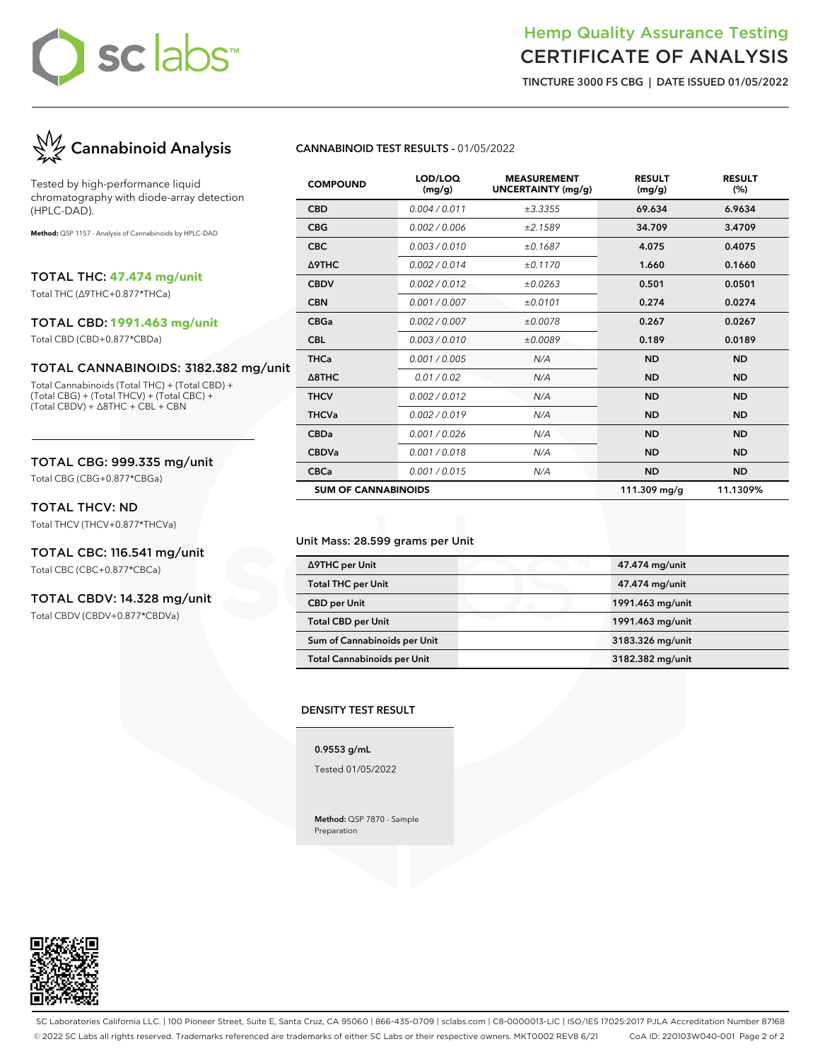# Hemp Quality Assurance Testing
# CERTIFICATE OF ANALYSIS

**TINCTURE 3000 FS CBG | DATE ISSUED 01/05/2022**

## Cannabinoid Analysis

Tested by high-performance liquid chromatography with diode-array detection (HPLC-DAD).

**Method:** QSP 1157 - Analysis of Cannabinoids by HPLC-DAD

### TOTAL THC: 47.474 mg/unit

Total THC (Δ9THC+0.877*THCa)

### TOTAL CBD: 1991.463 mg/unit

Total CBD (CBD+0.877*CBDa)

### TOTAL CANNABINOIDS: 3182.382 mg/unit

Total Cannabinoids (Total THC) + (Total CBD) + (Total CBG) + (Total THCV) + (Total CBC) + (Total CBDV) + Δ8THC + CBL + CBN

### TOTAL CBG: 999.335 mg/unit

Total CBG (CBG+0.877*CBGa)

### TOTAL THCV: ND

Total THCV (THCV+0.877*THCVa)

### TOTAL CBC: 116.541 mg/unit

Total CBC (CBC+0.877*CBCa)

### TOTAL CBDV: 14.328 mg/unit

Total CBDV (CBDV+0.877*CBDVa)

**CANNABINOID TEST RESULTS** - 01/05/2022

| COMPOUND | LOD/LOQ (mg/g) | MEASUREMENT UNCERTAINTY (mg/g) | RESULT (mg/g) | RESULT (%) |
|---|---|---|---|---|
| CBD | 0.004 / 0.011 | ±3.3355 | 69.634 | 6.9634 |
| CBG | 0.002 / 0.006 | ±2.1589 | 34.709 | 3.4709 |
| CBC | 0.003 / 0.010 | ±0.1687 | 4.075 | 0.4075 |
| Δ9THC | 0.002 / 0.014 | ±0.1170 | 1.660 | 0.1660 |
| CBDV | 0.002 / 0.012 | ±0.0263 | 0.501 | 0.0501 |
| CBN | 0.001 / 0.007 | ±0.0101 | 0.274 | 0.0274 |
| CBGa | 0.002 / 0.007 | ±0.0078 | 0.267 | 0.0267 |
| CBL | 0.003 / 0.010 | ±0.0089 | 0.189 | 0.0189 |
| THCa | 0.001 / 0.005 | N/A | ND | ND |
| Δ8THC | 0.01 / 0.02 | N/A | ND | ND |
| THCV | 0.002 / 0.012 | N/A | ND | ND |
| THCVa | 0.002 / 0.019 | N/A | ND | ND |
| CBDa | 0.001 / 0.026 | N/A | ND | ND |
| CBDVa | 0.001 / 0.018 | N/A | ND | ND |
| CBCa | 0.001 / 0.015 | N/A | ND | ND |
| **SUM OF CANNABINOIDS** | | | 111.309 mg/g | 11.1309% |

Unit Mass: 28.599 grams per Unit

| | |
|---|---|
| Δ9THC per Unit | 47.474 mg/unit |
| Total THC per Unit | 47.474 mg/unit |
| CBD per Unit | 1991.463 mg/unit |
| Total CBD per Unit | 1991.463 mg/unit |
| Sum of Cannabinoids per Unit | 3183.326 mg/unit |
| Total Cannabinoids per Unit | 3182.382 mg/unit |

**DENSITY TEST RESULT**

**0.9553 g/mL**

Tested 01/05/2022

**Method:** QSP 7870 - Sample Preparation

SC Laboratories California LLC. | 100 Pioneer Street, Suite E, Santa Cruz, CA 95060 | 866-435-0709 | sclabs.com | C8-0000013-LIC | ISO/IES 17025:2017 PJLA Accreditation Number 87168

© 2022 SC Labs all rights reserved. Trademarks referenced are trademarks of either SC Labs or their respective owners. MKT0002 REV8 6/21 CoA ID: 220103W040-001